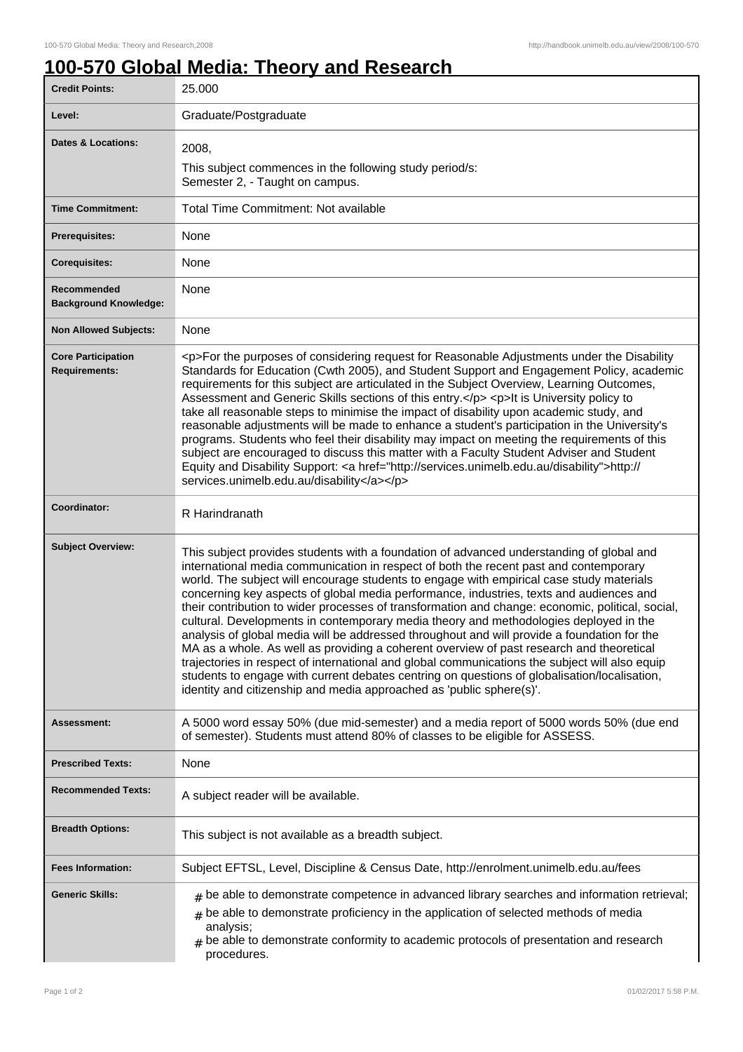# 100-570 Global Media: Theory and Research

| | |
|---|---|
| **Credit Points:** | 25.000 |
| **Level:** | Graduate/Postgraduate |
| **Dates & Locations:** | 2008,<br>This subject commences in the following study period/s:<br>Semester 2, - Taught on campus. |
| **Time Commitment:** | Total Time Commitment: Not available |
| **Prerequisites:** | None |
| **Corequisites:** | None |
| **Recommended Background Knowledge:** | None |
| **Non Allowed Subjects:** | None |
| **Core Participation Requirements:** | <p>For the purposes of considering request for Reasonable Adjustments under the Disability Standards for Education (Cwth 2005), and Student Support and Engagement Policy, academic requirements for this subject are articulated in the Subject Overview, Learning Outcomes, Assessment and Generic Skills sections of this entry.</p> <p>It is University policy to take all reasonable steps to minimise the impact of disability upon academic study, and reasonable adjustments will be made to enhance a student's participation in the University's programs. Students who feel their disability may impact on meeting the requirements of this subject are encouraged to discuss this matter with a Faculty Student Adviser and Student Equity and Disability Support: <a href="http://services.unimelb.edu.au/disability">http://services.unimelb.edu.au/disability</a></p> |
| **Coordinator:** | R Harindranath |
| **Subject Overview:** | This subject provides students with a foundation of advanced understanding of global and international media communication in respect of both the recent past and contemporary world. The subject will encourage students to engage with empirical case study materials concerning key aspects of global media performance, industries, texts and audiences and their contribution to wider processes of transformation and change: economic, political, social, cultural. Developments in contemporary media theory and methodologies deployed in the analysis of global media will be addressed throughout and will provide a foundation for the MA as a whole. As well as providing a coherent overview of past research and theoretical trajectories in respect of international and global communications the subject will also equip students to engage with current debates centring on questions of globalisation/localisation, identity and citizenship and media approached as 'public sphere(s)'. |
| **Assessment:** | A 5000 word essay 50% (due mid-semester) and a media report of 5000 words 50% (due end of semester). Students must attend 80% of classes to be eligible for ASSESS. |
| **Prescribed Texts:** | None |
| **Recommended Texts:** | A subject reader will be available. |
| **Breadth Options:** | This subject is not available as a breadth subject. |
| **Fees Information:** | Subject EFTSL, Level, Discipline & Census Date, http://enrolment.unimelb.edu.au/fees |
| **Generic Skills:** | # be able to demonstrate competence in advanced library searches and information retrieval;<br># be able to demonstrate proficiency in the application of selected methods of media analysis;<br># be able to demonstrate conformity to academic protocols of presentation and research procedures. |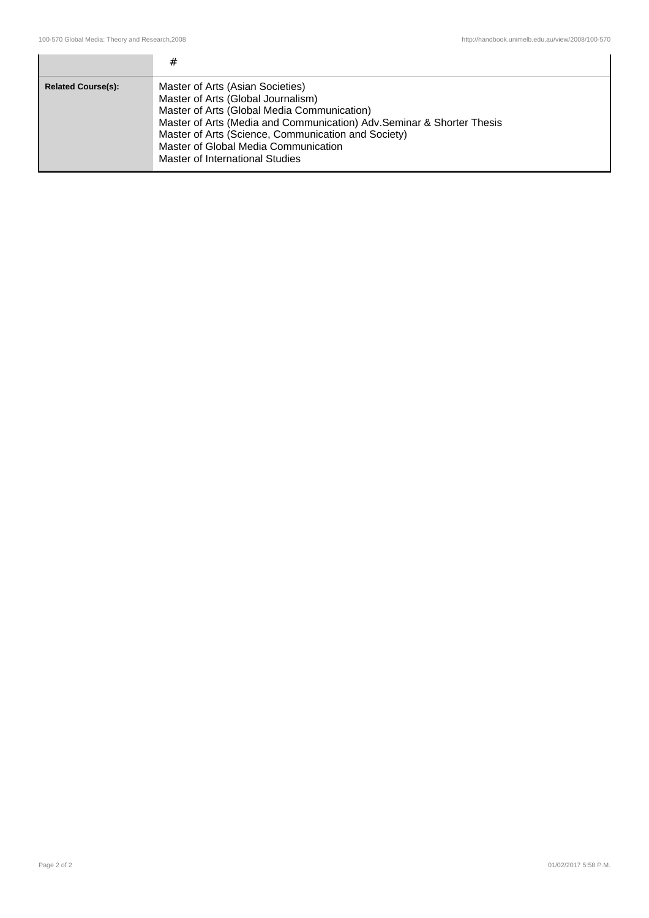| | |
|---|---|
| | # |
| **Related Course(s):** | Master of Arts (Asian Societies)<br>Master of Arts (Global Journalism)<br>Master of Arts (Global Media Communication)<br>Master of Arts (Media and Communication) Adv.Seminar & Shorter Thesis<br>Master of Arts (Science, Communication and Society)<br>Master of Global Media Communication<br>Master of International Studies |